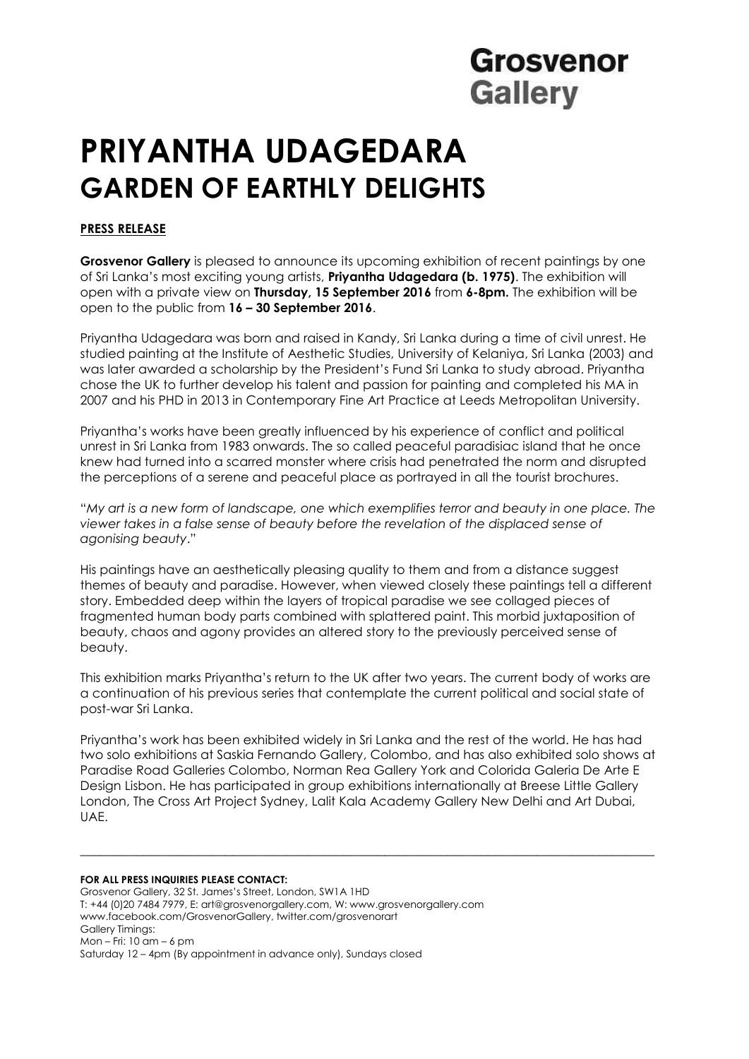Grosvenor Gallery

# PRIYANTHA UDAGEDARA
# GARDEN OF EARTHLY DELIGHTS

**PRESS RELEASE**

**Grosvenor Gallery** is pleased to announce its upcoming exhibition of recent paintings by one of Sri Lanka's most exciting young artists, **Priyantha Udagedara (b. 1975)**. The exhibition will open with a private view on **Thursday, 15 September 2016** from **6-8pm.** The exhibition will be open to the public from **16 – 30 September 2016**.

Priyantha Udagedara was born and raised in Kandy, Sri Lanka during a time of civil unrest. He studied painting at the Institute of Aesthetic Studies, University of Kelaniya, Sri Lanka (2003) and was later awarded a scholarship by the President's Fund Sri Lanka to study abroad. Priyantha chose the UK to further develop his talent and passion for painting and completed his MA in 2007 and his PHD in 2013 in Contemporary Fine Art Practice at Leeds Metropolitan University.

Priyantha's works have been greatly influenced by his experience of conflict and political unrest in Sri Lanka from 1983 onwards. The so called peaceful paradisiac island that he once knew had turned into a scarred monster where crisis had penetrated the norm and disrupted the perceptions of a serene and peaceful place as portrayed in all the tourist brochures.

"*My art is a new form of landscape, one which exemplifies terror and beauty in one place. The viewer takes in a false sense of beauty before the revelation of the displaced sense of agonising beauty*."

His paintings have an aesthetically pleasing quality to them and from a distance suggest themes of beauty and paradise. However, when viewed closely these paintings tell a different story. Embedded deep within the layers of tropical paradise we see collaged pieces of fragmented human body parts combined with splattered paint. This morbid juxtaposition of beauty, chaos and agony provides an altered story to the previously perceived sense of beauty.

This exhibition marks Priyantha's return to the UK after two years. The current body of works are a continuation of his previous series that contemplate the current political and social state of post-war Sri Lanka.

Priyantha's work has been exhibited widely in Sri Lanka and the rest of the world. He has had two solo exhibitions at Saskia Fernando Gallery, Colombo, and has also exhibited solo shows at Paradise Road Galleries Colombo, Norman Rea Gallery York and Colorida Galeria De Arte E Design Lisbon. He has participated in group exhibitions internationally at Breese Little Gallery London, The Cross Art Project Sydney, Lalit Kala Academy Gallery New Delhi and Art Dubai, UAE.

---

**FOR ALL PRESS INQUIRIES PLEASE CONTACT:**
Grosvenor Gallery, 32 St. James's Street, London, SW1A 1HD
T: +44 (0)20 7484 7979, E: art@grosvenorgallery.com, W: www.grosvenorgallery.com
www.facebook.com/GrosvenorGallery, twitter.com/grosvenorart
Gallery Timings:
Mon – Fri: 10 am – 6 pm
Saturday 12 – 4pm (By appointment in advance only), Sundays closed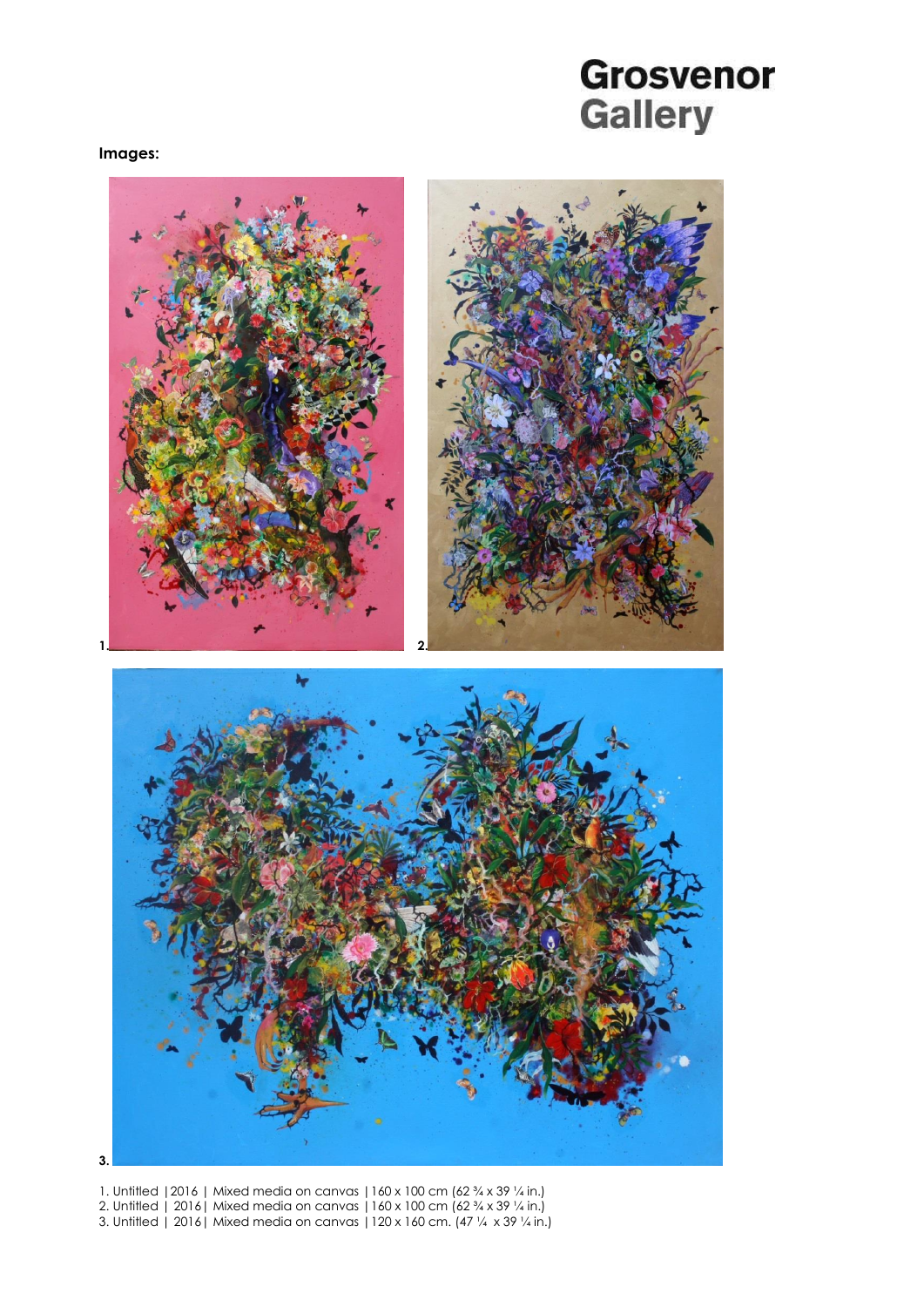**Images:**

1.

2.

3.

1. Untitled | 2016 | Mixed media on canvas | 160 x 100 cm (62 ¾ x 39 ¼ in.)
2. Untitled | 2016 | Mixed media on canvas | 160 x 100 cm (62 ¾ x 39 ¼ in.)
3. Untitled | 2016 | Mixed media on canvas | 120 x 160 cm. (47 ¼ x 39 ¼ in.)